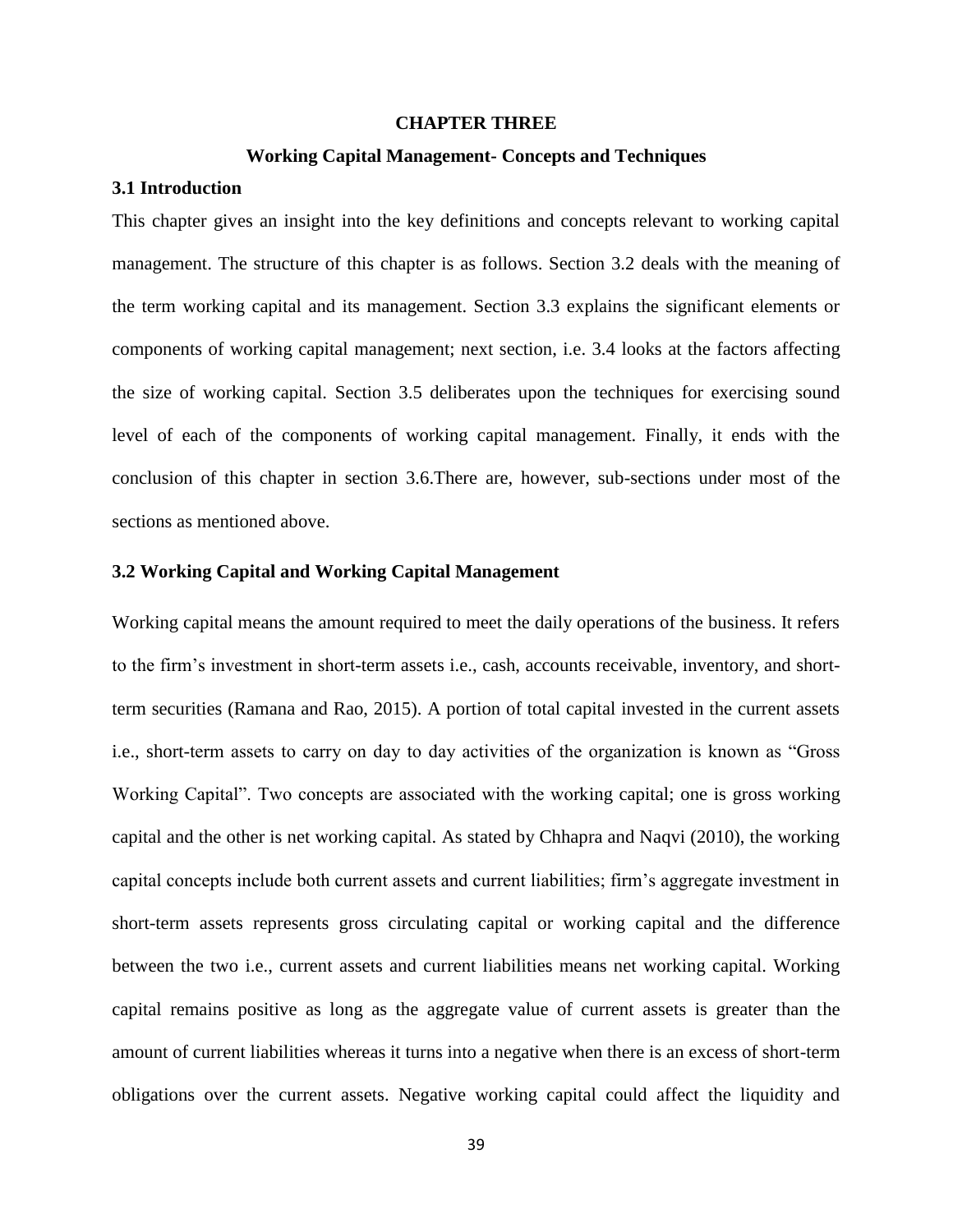# CHAPTER THREE

## Working Capital Management- Concepts and Techniques

### 3.1 Introduction

This chapter gives an insight into the key definitions and concepts relevant to working capital management. The structure of this chapter is as follows. Section 3.2 deals with the meaning of the term working capital and its management. Section 3.3 explains the significant elements or components of working capital management; next section, i.e. 3.4 looks at the factors affecting the size of working capital. Section 3.5 deliberates upon the techniques for exercising sound level of each of the components of working capital management. Finally, it ends with the conclusion of this chapter in section 3.6.There are, however, sub-sections under most of the sections as mentioned above.

### 3.2 Working Capital and Working Capital Management

Working capital means the amount required to meet the daily operations of the business. It refers to the firm's investment in short-term assets i.e., cash, accounts receivable, inventory, and short-term securities (Ramana and Rao, 2015). A portion of total capital invested in the current assets i.e., short-term assets to carry on day to day activities of the organization is known as "Gross Working Capital". Two concepts are associated with the working capital; one is gross working capital and the other is net working capital. As stated by Chhapra and Naqvi (2010), the working capital concepts include both current assets and current liabilities; firm's aggregate investment in short-term assets represents gross circulating capital or working capital and the difference between the two i.e., current assets and current liabilities means net working capital. Working capital remains positive as long as the aggregate value of current assets is greater than the amount of current liabilities whereas it turns into a negative when there is an excess of short-term obligations over the current assets. Negative working capital could affect the liquidity and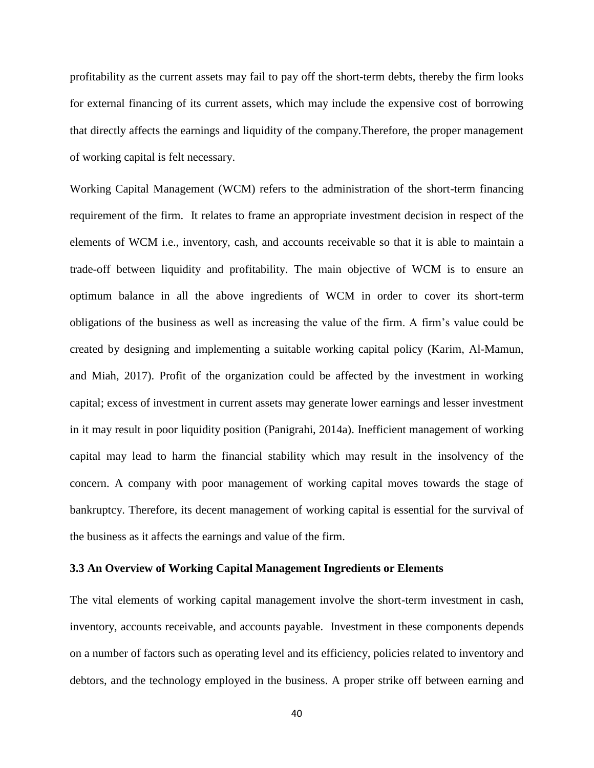profitability as the current assets may fail to pay off the short-term debts, thereby the firm looks for external financing of its current assets, which may include the expensive cost of borrowing that directly affects the earnings and liquidity of the company.Therefore, the proper management of working capital is felt necessary.

Working Capital Management (WCM) refers to the administration of the short-term financing requirement of the firm. It relates to frame an appropriate investment decision in respect of the elements of WCM i.e., inventory, cash, and accounts receivable so that it is able to maintain a trade-off between liquidity and profitability. The main objective of WCM is to ensure an optimum balance in all the above ingredients of WCM in order to cover its short-term obligations of the business as well as increasing the value of the firm. A firm's value could be created by designing and implementing a suitable working capital policy (Karim, Al-Mamun, and Miah, 2017). Profit of the organization could be affected by the investment in working capital; excess of investment in current assets may generate lower earnings and lesser investment in it may result in poor liquidity position (Panigrahi, 2014a). Inefficient management of working capital may lead to harm the financial stability which may result in the insolvency of the concern. A company with poor management of working capital moves towards the stage of bankruptcy. Therefore, its decent management of working capital is essential for the survival of the business as it affects the earnings and value of the firm.

### 3.3 An Overview of Working Capital Management Ingredients or Elements

The vital elements of working capital management involve the short-term investment in cash, inventory, accounts receivable, and accounts payable. Investment in these components depends on a number of factors such as operating level and its efficiency, policies related to inventory and debtors, and the technology employed in the business. A proper strike off between earning and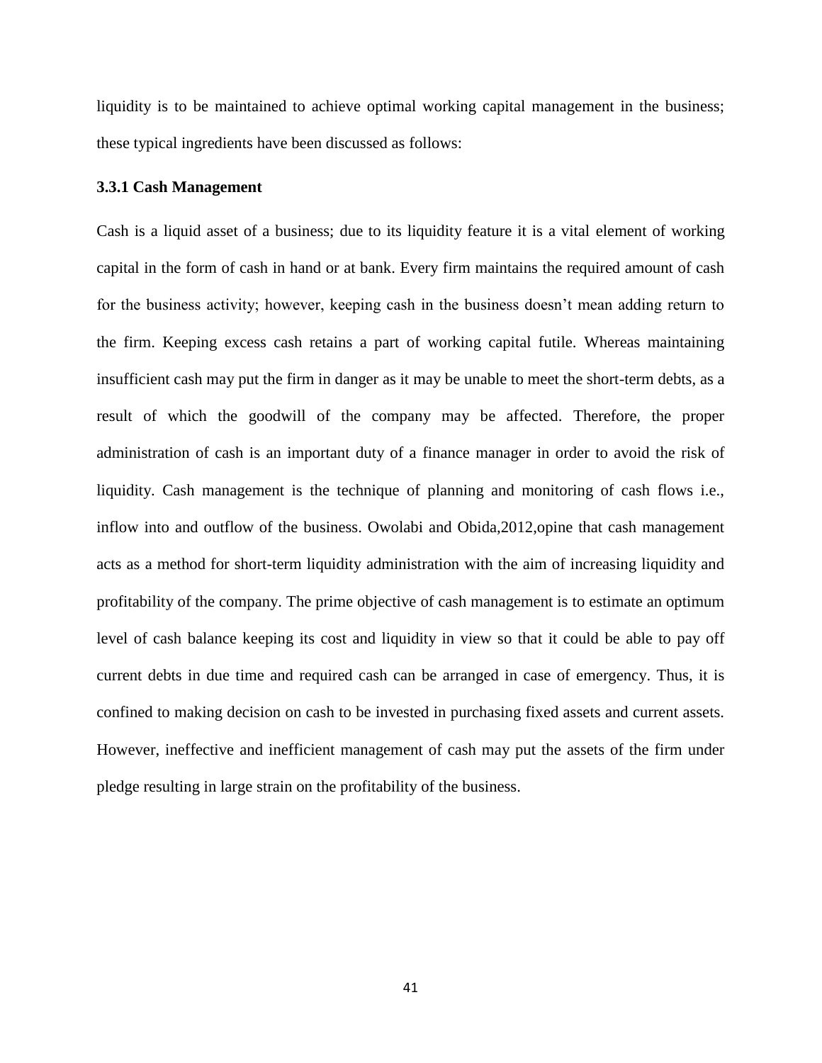liquidity is to be maintained to achieve optimal working capital management in the business; these typical ingredients have been discussed as follows:

### 3.3.1 Cash Management

Cash is a liquid asset of a business; due to its liquidity feature it is a vital element of working capital in the form of cash in hand or at bank. Every firm maintains the required amount of cash for the business activity; however, keeping cash in the business doesn't mean adding return to the firm. Keeping excess cash retains a part of working capital futile. Whereas maintaining insufficient cash may put the firm in danger as it may be unable to meet the short-term debts, as a result of which the goodwill of the company may be affected. Therefore, the proper administration of cash is an important duty of a finance manager in order to avoid the risk of liquidity. Cash management is the technique of planning and monitoring of cash flows i.e., inflow into and outflow of the business. Owolabi and Obida,2012,opine that cash management acts as a method for short-term liquidity administration with the aim of increasing liquidity and profitability of the company. The prime objective of cash management is to estimate an optimum level of cash balance keeping its cost and liquidity in view so that it could be able to pay off current debts in due time and required cash can be arranged in case of emergency. Thus, it is confined to making decision on cash to be invested in purchasing fixed assets and current assets. However, ineffective and inefficient management of cash may put the assets of the firm under pledge resulting in large strain on the profitability of the business.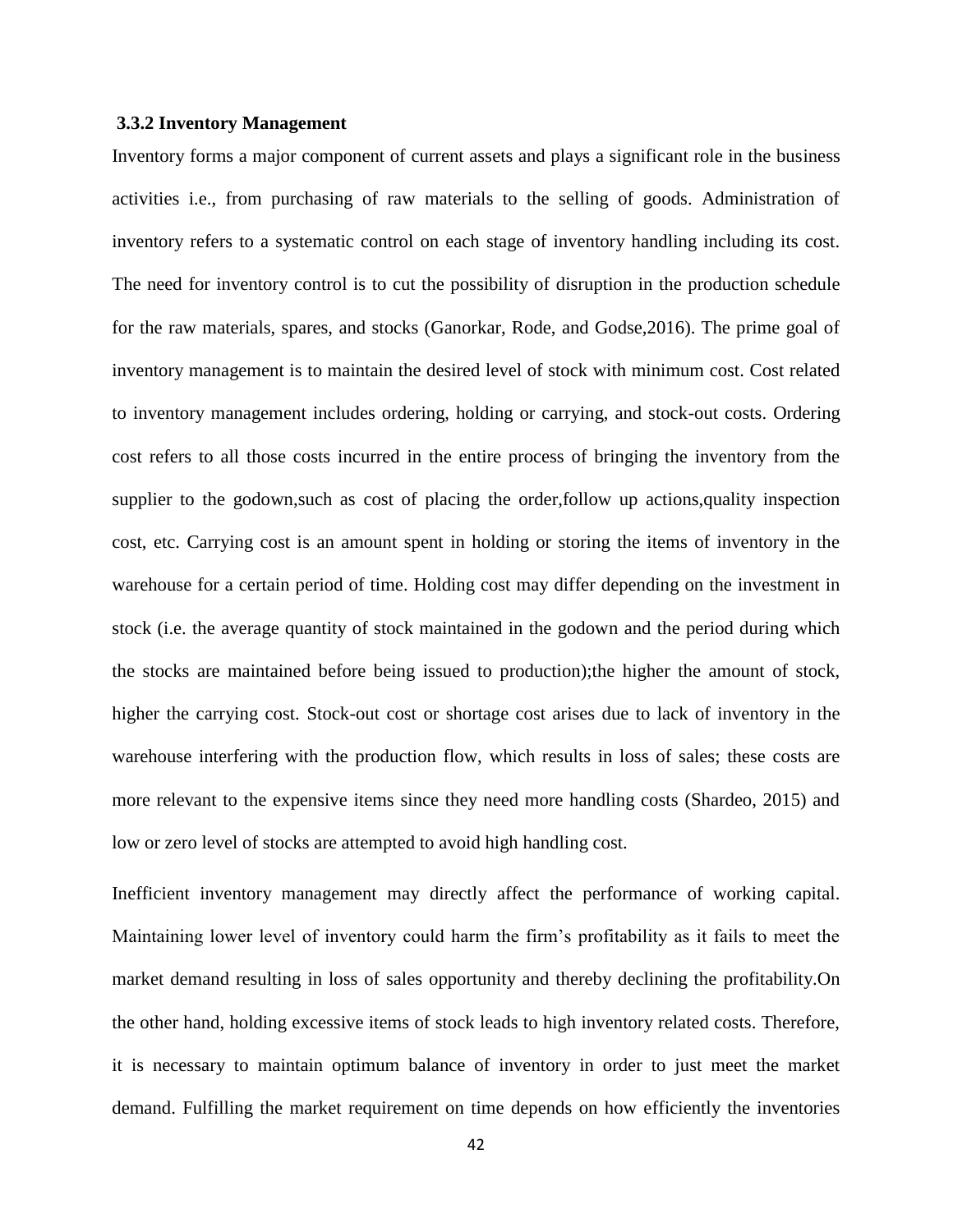### 3.3.2 Inventory Management

Inventory forms a major component of current assets and plays a significant role in the business activities i.e., from purchasing of raw materials to the selling of goods. Administration of inventory refers to a systematic control on each stage of inventory handling including its cost. The need for inventory control is to cut the possibility of disruption in the production schedule for the raw materials, spares, and stocks (Ganorkar, Rode, and Godse,2016). The prime goal of inventory management is to maintain the desired level of stock with minimum cost. Cost related to inventory management includes ordering, holding or carrying, and stock-out costs. Ordering cost refers to all those costs incurred in the entire process of bringing the inventory from the supplier to the godown,such as cost of placing the order,follow up actions,quality inspection cost, etc. Carrying cost is an amount spent in holding or storing the items of inventory in the warehouse for a certain period of time. Holding cost may differ depending on the investment in stock (i.e. the average quantity of stock maintained in the godown and the period during which the stocks are maintained before being issued to production);the higher the amount of stock, higher the carrying cost. Stock-out cost or shortage cost arises due to lack of inventory in the warehouse interfering with the production flow, which results in loss of sales; these costs are more relevant to the expensive items since they need more handling costs (Shardeo, 2015) and low or zero level of stocks are attempted to avoid high handling cost.

Inefficient inventory management may directly affect the performance of working capital. Maintaining lower level of inventory could harm the firm's profitability as it fails to meet the market demand resulting in loss of sales opportunity and thereby declining the profitability.On the other hand, holding excessive items of stock leads to high inventory related costs. Therefore, it is necessary to maintain optimum balance of inventory in order to just meet the market demand. Fulfilling the market requirement on time depends on how efficiently the inventories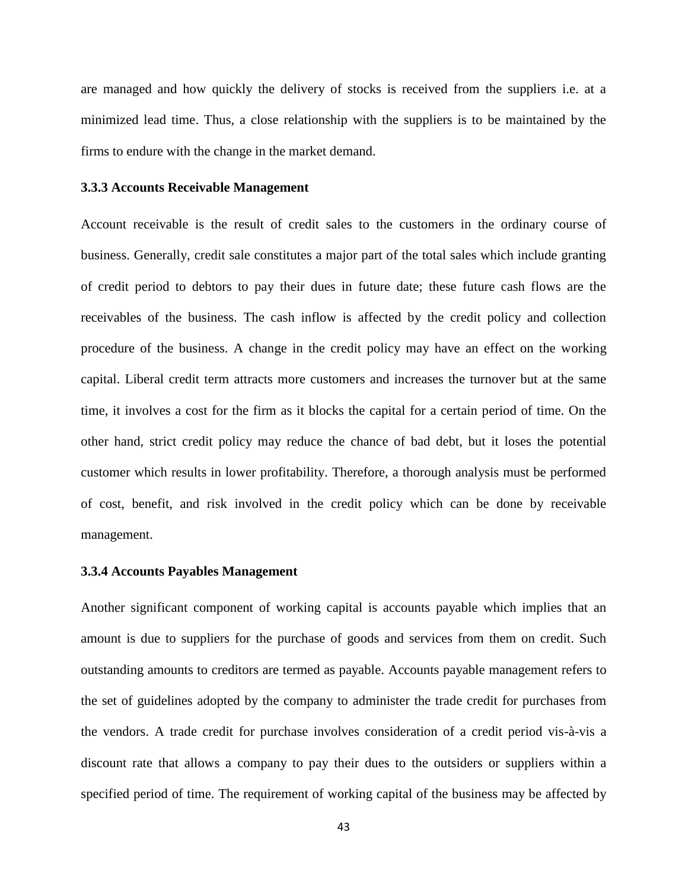are managed and how quickly the delivery of stocks is received from the suppliers i.e. at a minimized lead time. Thus, a close relationship with the suppliers is to be maintained by the firms to endure with the change in the market demand.

### 3.3.3 Accounts Receivable Management

Account receivable is the result of credit sales to the customers in the ordinary course of business. Generally, credit sale constitutes a major part of the total sales which include granting of credit period to debtors to pay their dues in future date; these future cash flows are the receivables of the business. The cash inflow is affected by the credit policy and collection procedure of the business. A change in the credit policy may have an effect on the working capital. Liberal credit term attracts more customers and increases the turnover but at the same time, it involves a cost for the firm as it blocks the capital for a certain period of time. On the other hand, strict credit policy may reduce the chance of bad debt, but it loses the potential customer which results in lower profitability. Therefore, a thorough analysis must be performed of cost, benefit, and risk involved in the credit policy which can be done by receivable management.

### 3.3.4 Accounts Payables Management

Another significant component of working capital is accounts payable which implies that an amount is due to suppliers for the purchase of goods and services from them on credit. Such outstanding amounts to creditors are termed as payable. Accounts payable management refers to the set of guidelines adopted by the company to administer the trade credit for purchases from the vendors. A trade credit for purchase involves consideration of a credit period vis-à-vis a discount rate that allows a company to pay their dues to the outsiders or suppliers within a specified period of time. The requirement of working capital of the business may be affected by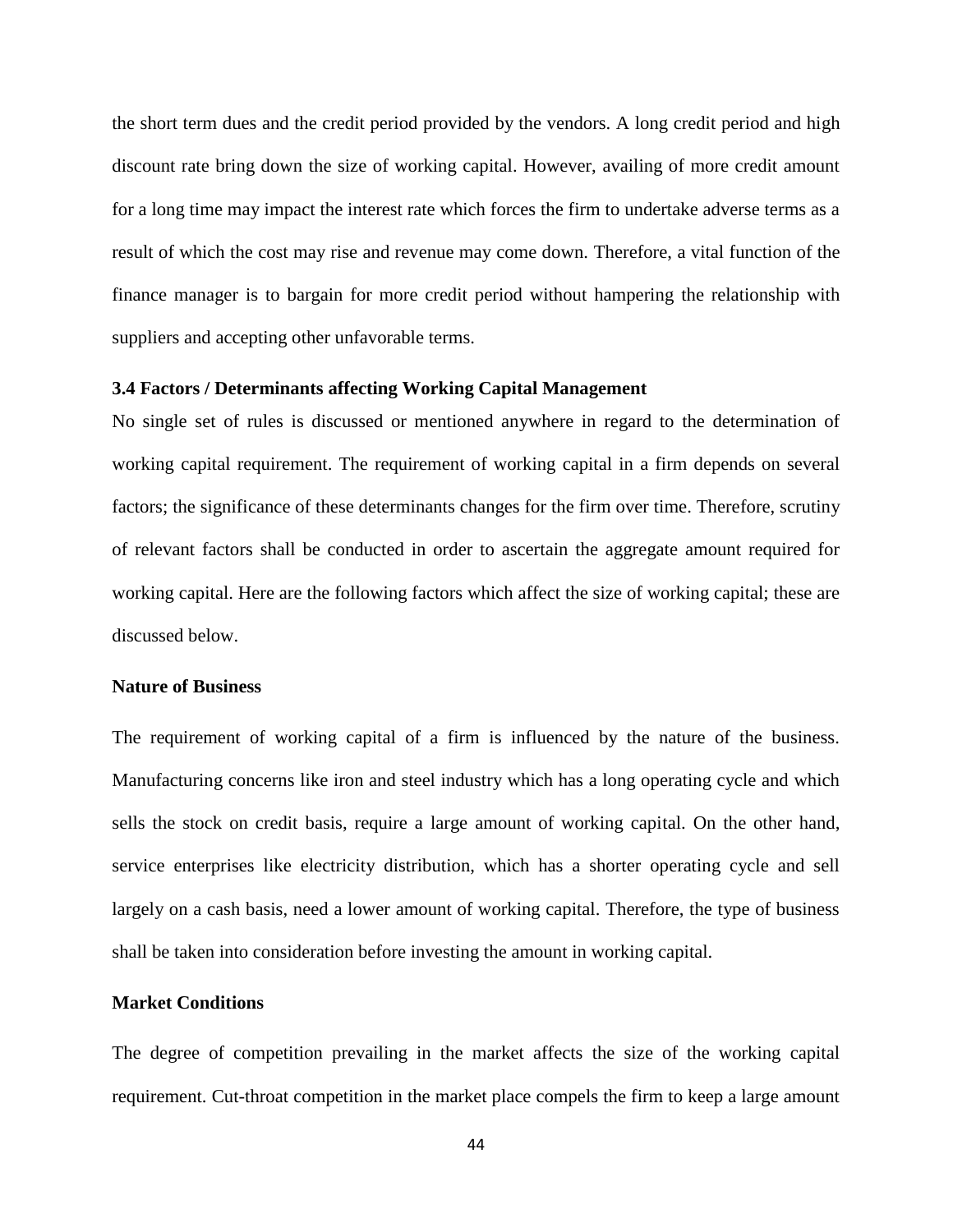the short term dues and the credit period provided by the vendors. A long credit period and high discount rate bring down the size of working capital. However, availing of more credit amount for a long time may impact the interest rate which forces the firm to undertake adverse terms as a result of which the cost may rise and revenue may come down. Therefore, a vital function of the finance manager is to bargain for more credit period without hampering the relationship with suppliers and accepting other unfavorable terms.

### 3.4 Factors / Determinants affecting Working Capital Management

No single set of rules is discussed or mentioned anywhere in regard to the determination of working capital requirement. The requirement of working capital in a firm depends on several factors; the significance of these determinants changes for the firm over time. Therefore, scrutiny of relevant factors shall be conducted in order to ascertain the aggregate amount required for working capital. Here are the following factors which affect the size of working capital; these are discussed below.

**Nature of Business**

The requirement of working capital of a firm is influenced by the nature of the business. Manufacturing concerns like iron and steel industry which has a long operating cycle and which sells the stock on credit basis, require a large amount of working capital. On the other hand, service enterprises like electricity distribution, which has a shorter operating cycle and sell largely on a cash basis, need a lower amount of working capital. Therefore, the type of business shall be taken into consideration before investing the amount in working capital.

**Market Conditions**

The degree of competition prevailing in the market affects the size of the working capital requirement. Cut-throat competition in the market place compels the firm to keep a large amount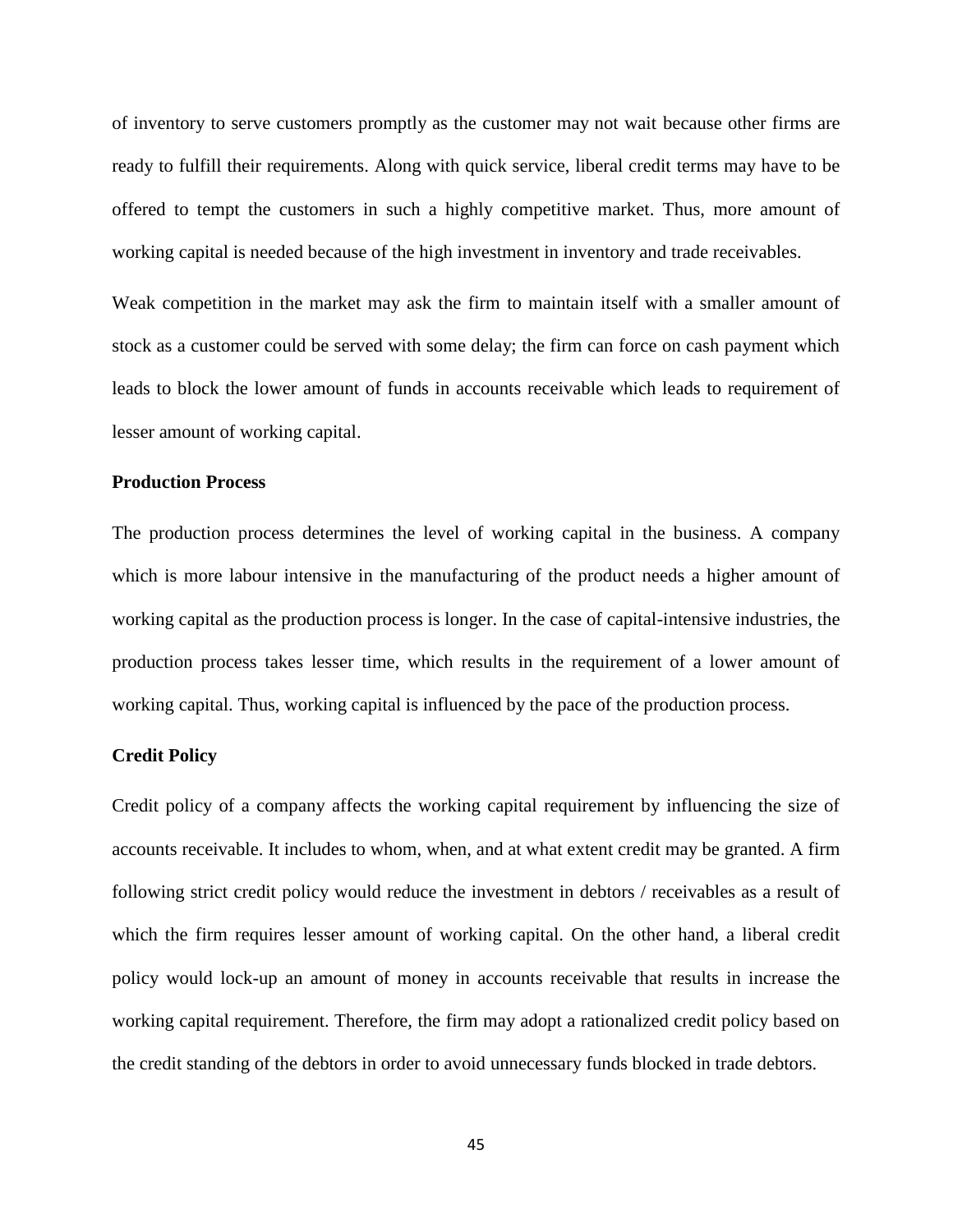of inventory to serve customers promptly as the customer may not wait because other firms are ready to fulfill their requirements. Along with quick service, liberal credit terms may have to be offered to tempt the customers in such a highly competitive market. Thus, more amount of working capital is needed because of the high investment in inventory and trade receivables.

Weak competition in the market may ask the firm to maintain itself with a smaller amount of stock as a customer could be served with some delay; the firm can force on cash payment which leads to block the lower amount of funds in accounts receivable which leads to requirement of lesser amount of working capital.

**Production Process**

The production process determines the level of working capital in the business. A company which is more labour intensive in the manufacturing of the product needs a higher amount of working capital as the production process is longer. In the case of capital-intensive industries, the production process takes lesser time, which results in the requirement of a lower amount of working capital. Thus, working capital is influenced by the pace of the production process.

**Credit Policy**

Credit policy of a company affects the working capital requirement by influencing the size of accounts receivable. It includes to whom, when, and at what extent credit may be granted. A firm following strict credit policy would reduce the investment in debtors / receivables as a result of which the firm requires lesser amount of working capital. On the other hand, a liberal credit policy would lock-up an amount of money in accounts receivable that results in increase the working capital requirement. Therefore, the firm may adopt a rationalized credit policy based on the credit standing of the debtors in order to avoid unnecessary funds blocked in trade debtors.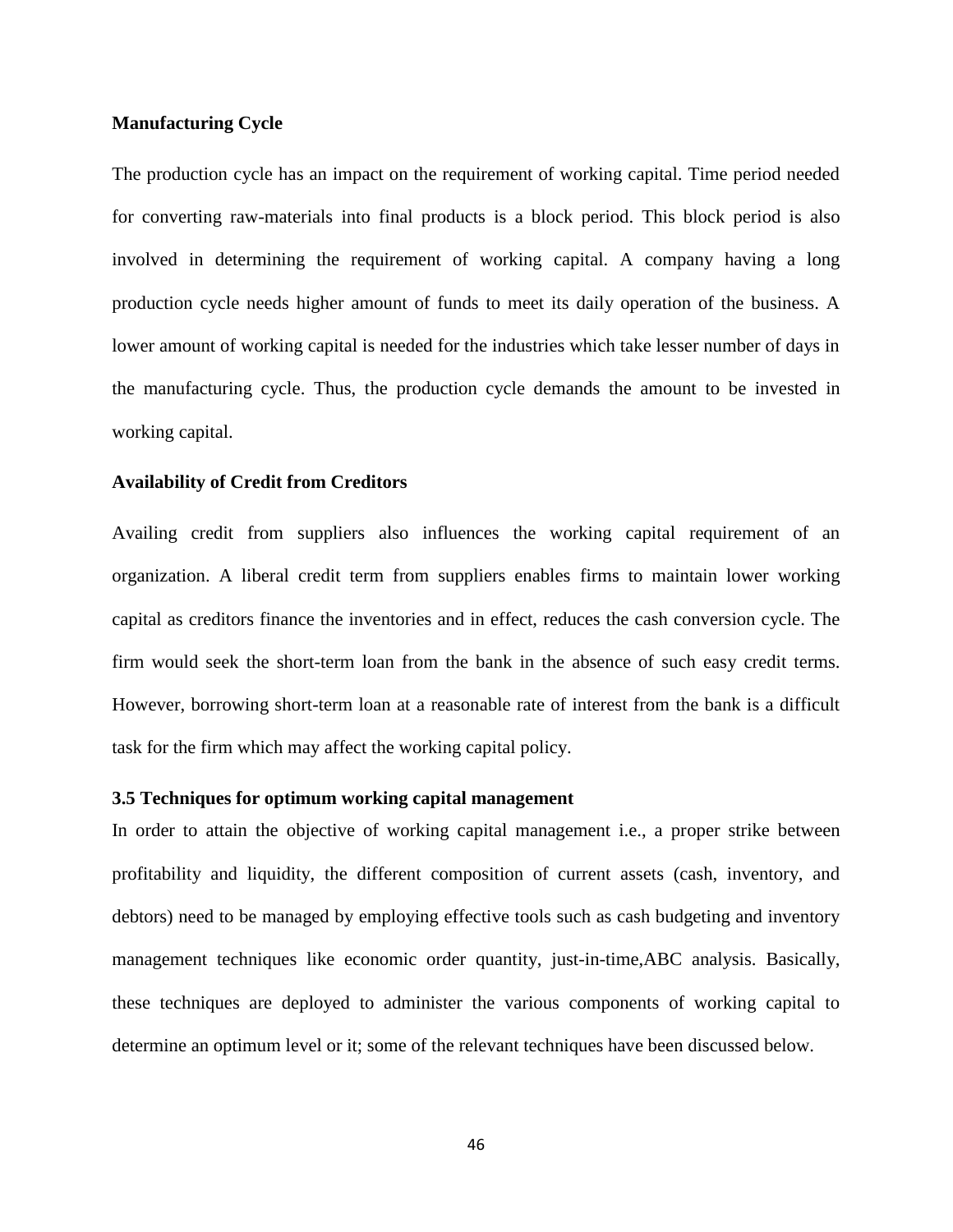**Manufacturing Cycle**

The production cycle has an impact on the requirement of working capital. Time period needed for converting raw-materials into final products is a block period. This block period is also involved in determining the requirement of working capital. A company having a long production cycle needs higher amount of funds to meet its daily operation of the business. A lower amount of working capital is needed for the industries which take lesser number of days in the manufacturing cycle. Thus, the production cycle demands the amount to be invested in working capital.

**Availability of Credit from Creditors**

Availing credit from suppliers also influences the working capital requirement of an organization. A liberal credit term from suppliers enables firms to maintain lower working capital as creditors finance the inventories and in effect, reduces the cash conversion cycle. The firm would seek the short-term loan from the bank in the absence of such easy credit terms. However, borrowing short-term loan at a reasonable rate of interest from the bank is a difficult task for the firm which may affect the working capital policy.

### 3.5 Techniques for optimum working capital management

In order to attain the objective of working capital management i.e., a proper strike between profitability and liquidity, the different composition of current assets (cash, inventory, and debtors) need to be managed by employing effective tools such as cash budgeting and inventory management techniques like economic order quantity, just-in-time,ABC analysis. Basically, these techniques are deployed to administer the various components of working capital to determine an optimum level or it; some of the relevant techniques have been discussed below.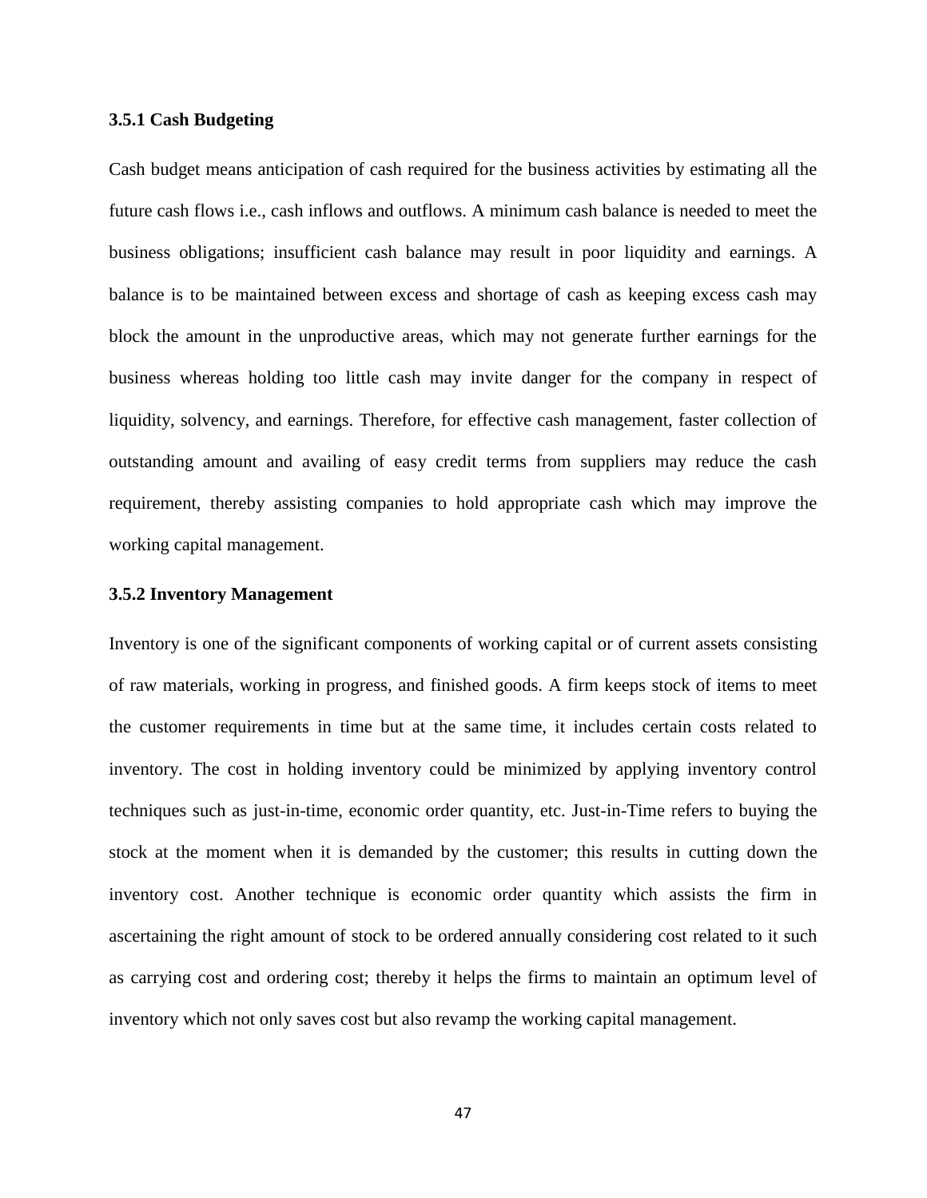### 3.5.1 Cash Budgeting

Cash budget means anticipation of cash required for the business activities by estimating all the future cash flows i.e., cash inflows and outflows. A minimum cash balance is needed to meet the business obligations; insufficient cash balance may result in poor liquidity and earnings. A balance is to be maintained between excess and shortage of cash as keeping excess cash may block the amount in the unproductive areas, which may not generate further earnings for the business whereas holding too little cash may invite danger for the company in respect of liquidity, solvency, and earnings. Therefore, for effective cash management, faster collection of outstanding amount and availing of easy credit terms from suppliers may reduce the cash requirement, thereby assisting companies to hold appropriate cash which may improve the working capital management.

### 3.5.2 Inventory Management

Inventory is one of the significant components of working capital or of current assets consisting of raw materials, working in progress, and finished goods. A firm keeps stock of items to meet the customer requirements in time but at the same time, it includes certain costs related to inventory. The cost in holding inventory could be minimized by applying inventory control techniques such as just-in-time, economic order quantity, etc. Just-in-Time refers to buying the stock at the moment when it is demanded by the customer; this results in cutting down the inventory cost. Another technique is economic order quantity which assists the firm in ascertaining the right amount of stock to be ordered annually considering cost related to it such as carrying cost and ordering cost; thereby it helps the firms to maintain an optimum level of inventory which not only saves cost but also revamp the working capital management.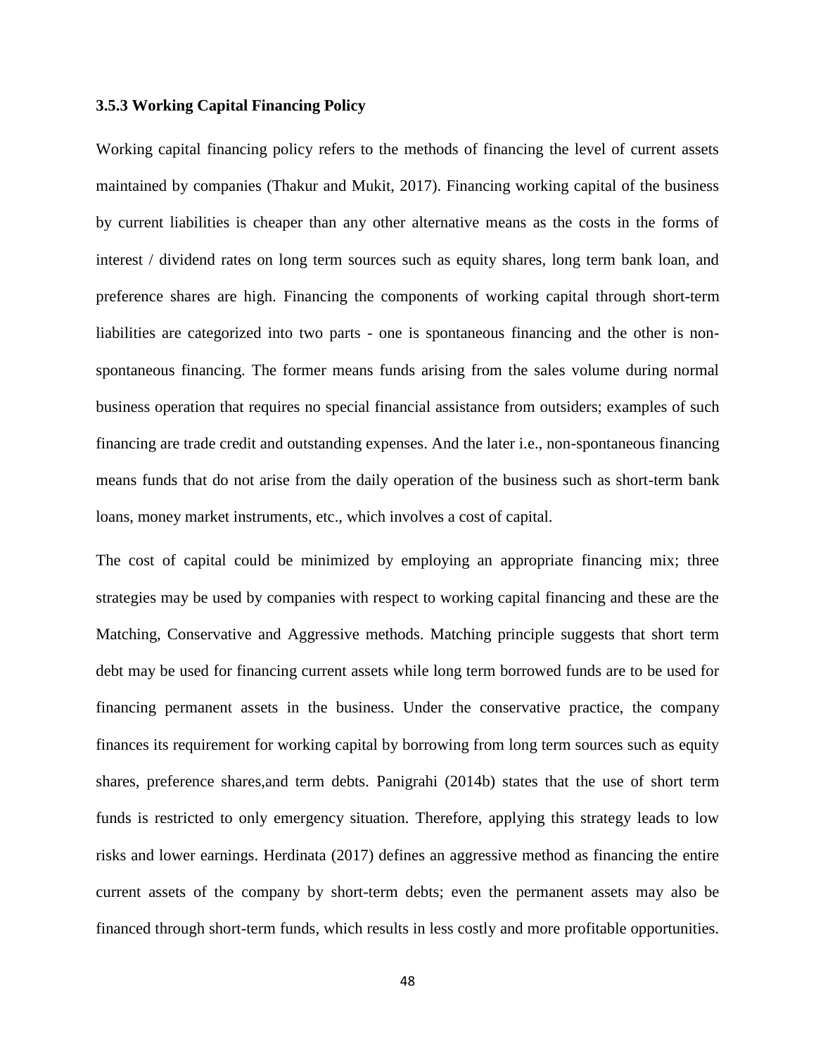### 3.5.3 Working Capital Financing Policy

Working capital financing policy refers to the methods of financing the level of current assets maintained by companies (Thakur and Mukit, 2017). Financing working capital of the business by current liabilities is cheaper than any other alternative means as the costs in the forms of interest / dividend rates on long term sources such as equity shares, long term bank loan, and preference shares are high. Financing the components of working capital through short-term liabilities are categorized into two parts - one is spontaneous financing and the other is non-spontaneous financing. The former means funds arising from the sales volume during normal business operation that requires no special financial assistance from outsiders; examples of such financing are trade credit and outstanding expenses. And the later i.e., non-spontaneous financing means funds that do not arise from the daily operation of the business such as short-term bank loans, money market instruments, etc., which involves a cost of capital.

The cost of capital could be minimized by employing an appropriate financing mix; three strategies may be used by companies with respect to working capital financing and these are the Matching, Conservative and Aggressive methods. Matching principle suggests that short term debt may be used for financing current assets while long term borrowed funds are to be used for financing permanent assets in the business. Under the conservative practice, the company finances its requirement for working capital by borrowing from long term sources such as equity shares, preference shares,and term debts. Panigrahi (2014b) states that the use of short term funds is restricted to only emergency situation. Therefore, applying this strategy leads to low risks and lower earnings. Herdinata (2017) defines an aggressive method as financing the entire current assets of the company by short-term debts; even the permanent assets may also be financed through short-term funds, which results in less costly and more profitable opportunities.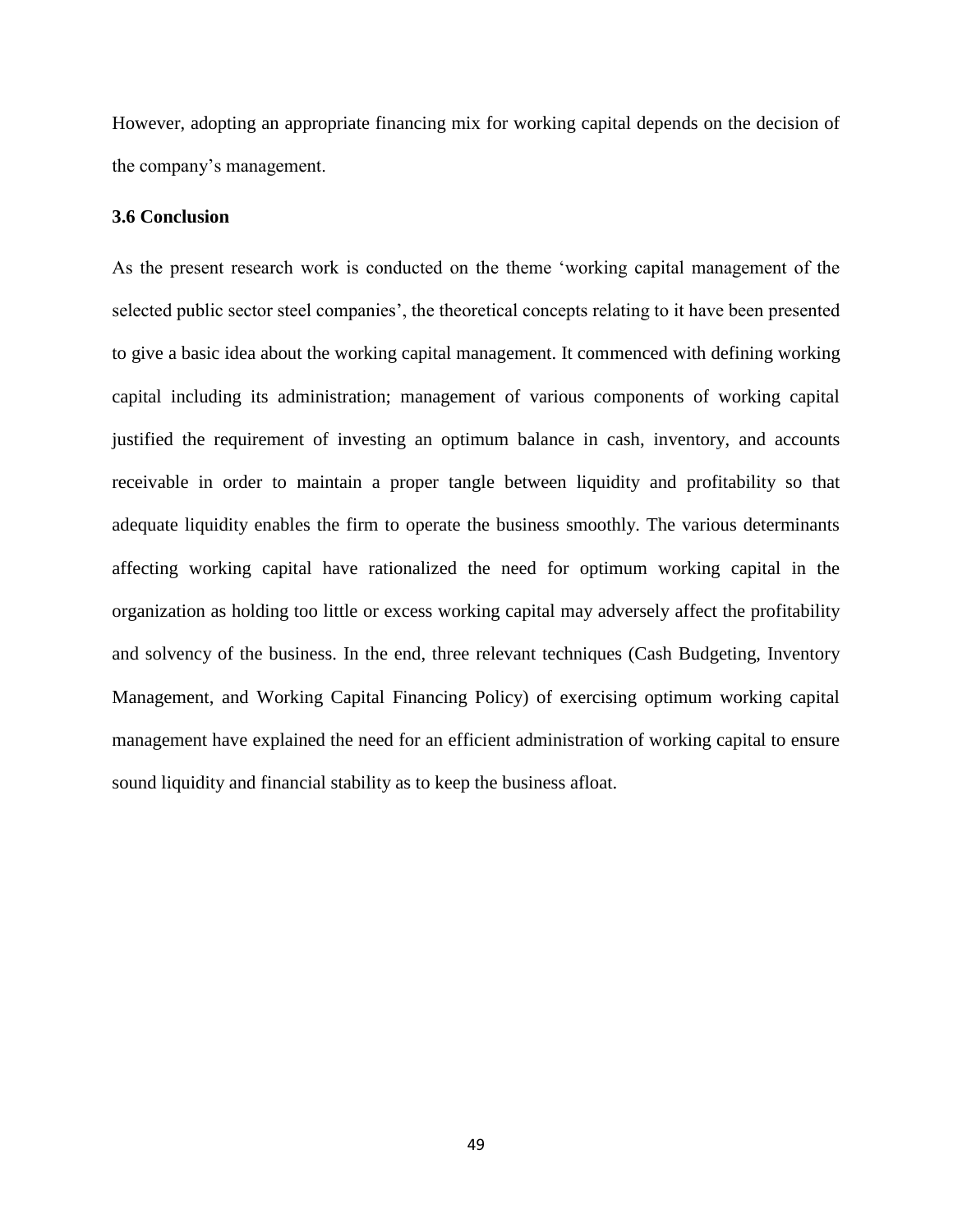However, adopting an appropriate financing mix for working capital depends on the decision of the company's management.

### 3.6 Conclusion

As the present research work is conducted on the theme 'working capital management of the selected public sector steel companies', the theoretical concepts relating to it have been presented to give a basic idea about the working capital management. It commenced with defining working capital including its administration; management of various components of working capital justified the requirement of investing an optimum balance in cash, inventory, and accounts receivable in order to maintain a proper tangle between liquidity and profitability so that adequate liquidity enables the firm to operate the business smoothly. The various determinants affecting working capital have rationalized the need for optimum working capital in the organization as holding too little or excess working capital may adversely affect the profitability and solvency of the business. In the end, three relevant techniques (Cash Budgeting, Inventory Management, and Working Capital Financing Policy) of exercising optimum working capital management have explained the need for an efficient administration of working capital to ensure sound liquidity and financial stability as to keep the business afloat.